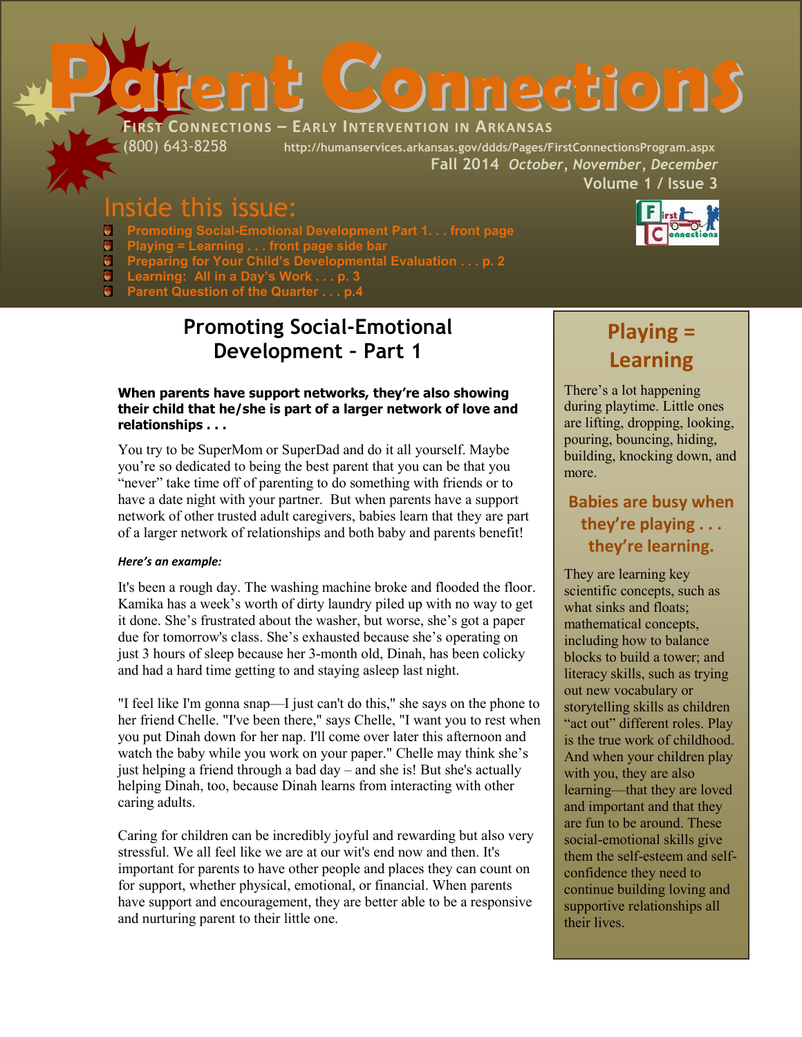# Parent Connections

**First Connections – Early Intervention in Arkansas**

(800) 643-8258 http://humanservices.arkansas.gov/ddds/Pages/FirstConnectionsProgram.aspx

Fall 2014 *October, November, December*

Volume 1 / Issue 3

## Inside this issue:

- Promoting Social-Emotional Development Part 1. . . front page
- Playing = Learning . . . front page side bar
- Preparing for Your Child's Developmental Evaluation . . . p. 2
- Learning: All in a Day's Work . . . p. 3
- Parent Question of the Quarter . . . p.4

## Promoting Social-Emotional Development – Part 1

**When parents have support networks, they're also showing their child that he/she is part of a larger network of love and relationships . . .**

You try to be SuperMom or SuperDad and do it all yourself. Maybe you're so dedicated to being the best parent that you can be that you "never" take time off of parenting to do something with friends or to have a date night with your partner. But when parents have a support network of other trusted adult caregivers, babies learn that they are part of a larger network of relationships and both baby and parents benefit!

***Here's an example:***

It's been a rough day. The washing machine broke and flooded the floor. Kamika has a week's worth of dirty laundry piled up with no way to get it done. She's frustrated about the washer, but worse, she's got a paper due for tomorrow's class. She's exhausted because she's operating on just 3 hours of sleep because her 3-month old, Dinah, has been colicky and had a hard time getting to and staying asleep last night.

"I feel like I'm gonna snap—I just can't do this," she says on the phone to her friend Chelle. "I've been there," says Chelle, "I want you to rest when you put Dinah down for her nap. I'll come over later this afternoon and watch the baby while you work on your paper." Chelle may think she's just helping a friend through a bad day – and she is! But she's actually helping Dinah, too, because Dinah learns from interacting with other caring adults.

Caring for children can be incredibly joyful and rewarding but also very stressful. We all feel like we are at our wit's end now and then. It's important for parents to have other people and places they can count on for support, whether physical, emotional, or financial. When parents have support and encouragement, they are better able to be a responsive and nurturing parent to their little one.

## Playing = Learning

There's a lot happening during playtime. Little ones are lifting, dropping, looking, pouring, bouncing, hiding, building, knocking down, and more.

### Babies are busy when they're playing . . . they're learning.

They are learning key scientific concepts, such as what sinks and floats; mathematical concepts, including how to balance blocks to build a tower; and literacy skills, such as trying out new vocabulary or storytelling skills as children "act out" different roles. Play is the true work of childhood. And when your children play with you, they are also learning—that they are loved and important and that they are fun to be around. These social-emotional skills give them the self-esteem and self-confidence they need to continue building loving and supportive relationships all their lives.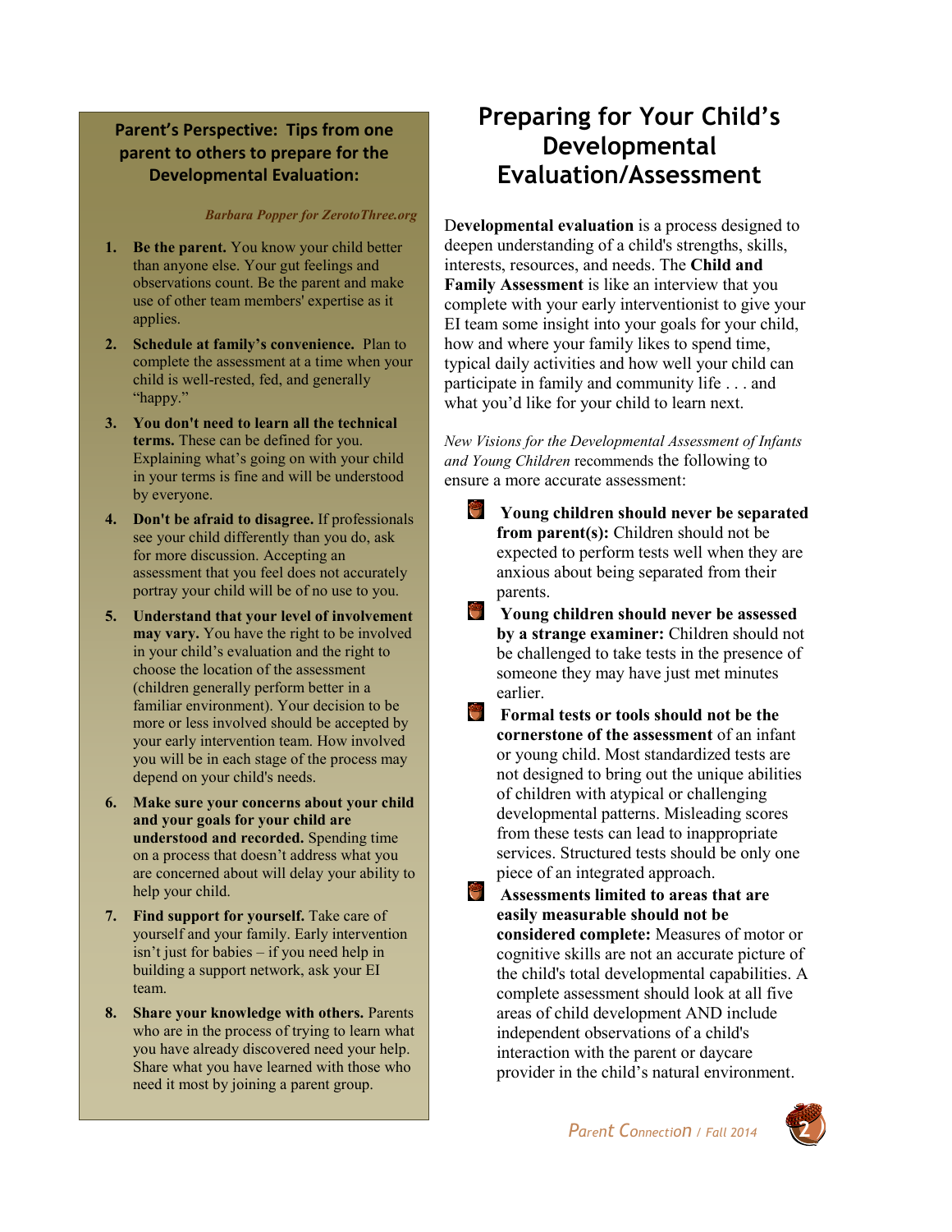# Preparing for Your Child's Developmental Evaluation/Assessment

D**evelopmental evaluation** is a process designed to deepen understanding of a child's strengths, skills, interests, resources, and needs. The **Child and Family Assessment** is like an interview that you complete with your early interventionist to give your EI team some insight into your goals for your child, how and where your family likes to spend time, typical daily activities and how well your child can participate in family and community life . . . and what you'd like for your child to learn next.

*New Visions for the Developmental Assessment of Infants and Young Children* recommends the following to ensure a more accurate assessment:

- **Young children should never be separated from parent(s):** Children should not be expected to perform tests well when they are anxious about being separated from their parents.
- **Young children should never be assessed by a strange examiner:** Children should not be challenged to take tests in the presence of someone they may have just met minutes earlier.
- **Formal tests or tools should not be the cornerstone of the assessment** of an infant or young child. Most standardized tests are not designed to bring out the unique abilities of children with atypical or challenging developmental patterns. Misleading scores from these tests can lead to inappropriate services. Structured tests should be only one piece of an integrated approach.
- **Assessments limited to areas that are easily measurable should not be considered complete:** Measures of motor or cognitive skills are not an accurate picture of the child's total developmental capabilities. A complete assessment should look at all five areas of child development AND include independent observations of a child's interaction with the parent or daycare provider in the child's natural environment.

## Parent's Perspective: Tips from one parent to others to prepare for the Developmental Evaluation:

*Barbara Popper for ZerotoThree.org*

1. **Be the parent.** You know your child better than anyone else. Your gut feelings and observations count. Be the parent and make use of other team members' expertise as it applies.
2. **Schedule at family's convenience.** Plan to complete the assessment at a time when your child is well-rested, fed, and generally "happy."
3. **You don't need to learn all the technical terms.** These can be defined for you. Explaining what's going on with your child in your terms is fine and will be understood by everyone.
4. **Don't be afraid to disagree.** If professionals see your child differently than you do, ask for more discussion. Accepting an assessment that you feel does not accurately portray your child will be of no use to you.
5. **Understand that your level of involvement may vary.** You have the right to be involved in your child's evaluation and the right to choose the location of the assessment (children generally perform better in a familiar environment). Your decision to be more or less involved should be accepted by your early intervention team. How involved you will be in each stage of the process may depend on your child's needs.
6. **Make sure your concerns about your child and your goals for your child are understood and recorded.** Spending time on a process that doesn't address what you are concerned about will delay your ability to help your child.
7. **Find support for yourself.** Take care of yourself and your family. Early intervention isn't just for babies – if you need help in building a support network, ask your EI team.
8. **Share your knowledge with others.** Parents who are in the process of trying to learn what you have already discovered need your help. Share what you have learned with those who need it most by joining a parent group.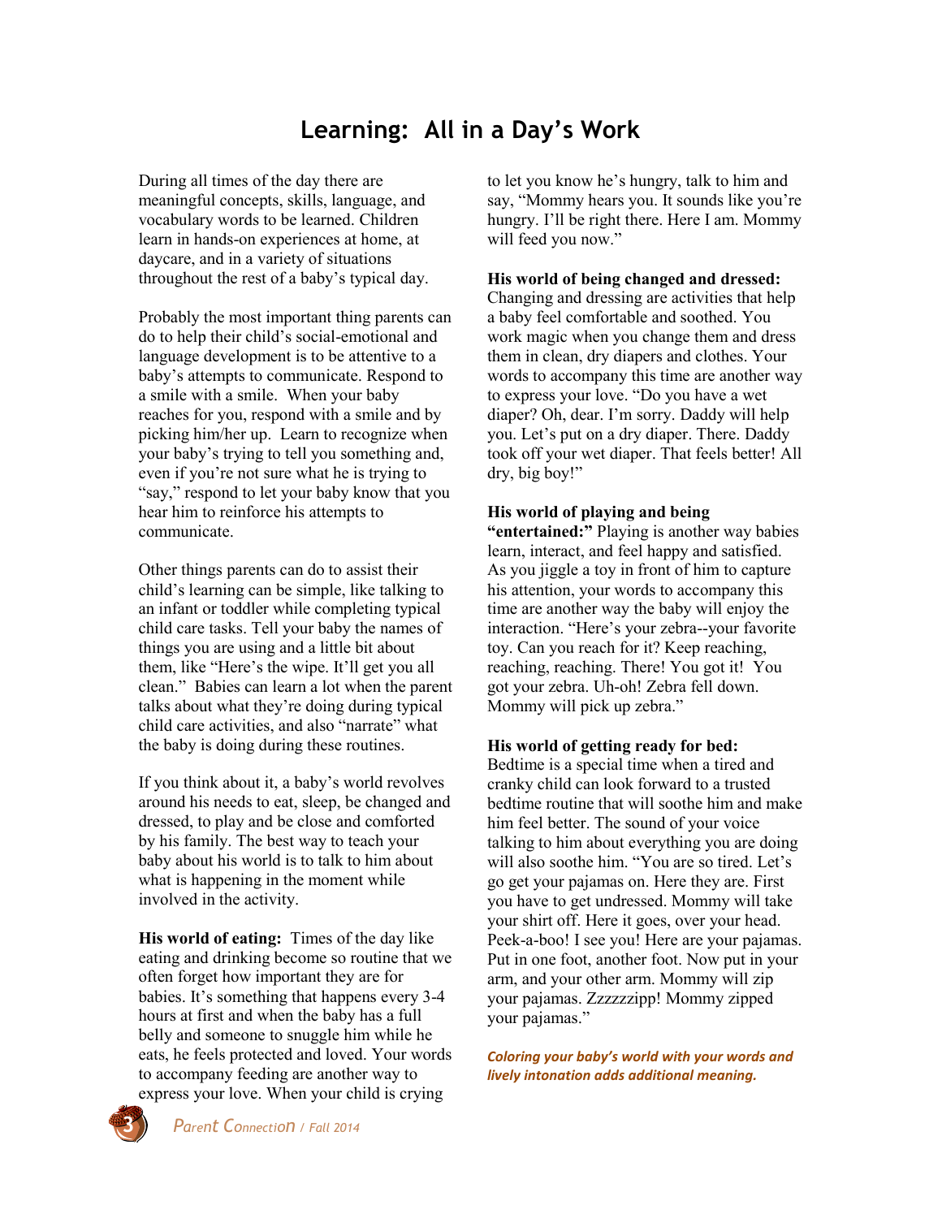# Learning: All in a Day's Work

During all times of the day there are meaningful concepts, skills, language, and vocabulary words to be learned. Children learn in hands-on experiences at home, at daycare, and in a variety of situations throughout the rest of a baby's typical day.

Probably the most important thing parents can do to help their child's social-emotional and language development is to be attentive to a baby's attempts to communicate. Respond to a smile with a smile. When your baby reaches for you, respond with a smile and by picking him/her up. Learn to recognize when your baby's trying to tell you something and, even if you're not sure what he is trying to "say," respond to let your baby know that you hear him to reinforce his attempts to communicate.

Other things parents can do to assist their child's learning can be simple, like talking to an infant or toddler while completing typical child care tasks. Tell your baby the names of things you are using and a little bit about them, like "Here's the wipe. It'll get you all clean." Babies can learn a lot when the parent talks about what they're doing during typical child care activities, and also "narrate" what the baby is doing during these routines.

If you think about it, a baby's world revolves around his needs to eat, sleep, be changed and dressed, to play and be close and comforted by his family. The best way to teach your baby about his world is to talk to him about what is happening in the moment while involved in the activity.

**His world of eating:** Times of the day like eating and drinking become so routine that we often forget how important they are for babies. It's something that happens every 3-4 hours at first and when the baby has a full belly and someone to snuggle him while he eats, he feels protected and loved. Your words to accompany feeding are another way to express your love. When your child is crying to let you know he's hungry, talk to him and say, "Mommy hears you. It sounds like you're hungry. I'll be right there. Here I am. Mommy will feed you now."

**His world of being changed and dressed:** Changing and dressing are activities that help a baby feel comfortable and soothed. You work magic when you change them and dress them in clean, dry diapers and clothes. Your words to accompany this time are another way to express your love. "Do you have a wet diaper? Oh, dear. I'm sorry. Daddy will help you. Let's put on a dry diaper. There. Daddy took off your wet diaper. That feels better! All dry, big boy!"

**His world of playing and being "entertained:"** Playing is another way babies learn, interact, and feel happy and satisfied. As you jiggle a toy in front of him to capture his attention, your words to accompany this time are another way the baby will enjoy the interaction. "Here's your zebra--your favorite toy. Can you reach for it? Keep reaching, reaching, reaching. There! You got it! You got your zebra. Uh-oh! Zebra fell down. Mommy will pick up zebra."

**His world of getting ready for bed:** Bedtime is a special time when a tired and cranky child can look forward to a trusted bedtime routine that will soothe him and make him feel better. The sound of your voice talking to him about everything you are doing will also soothe him. "You are so tired. Let's go get your pajamas on. Here they are. First you have to get undressed. Mommy will take your shirt off. Here it goes, over your head. Peek-a-boo! I see you! Here are your pajamas. Put in one foot, another foot. Now put in your arm, and your other arm. Mommy will zip your pajamas. Zzzzzzipp! Mommy zipped your pajamas."

***Coloring your baby's world with your words and lively intonation adds additional meaning.***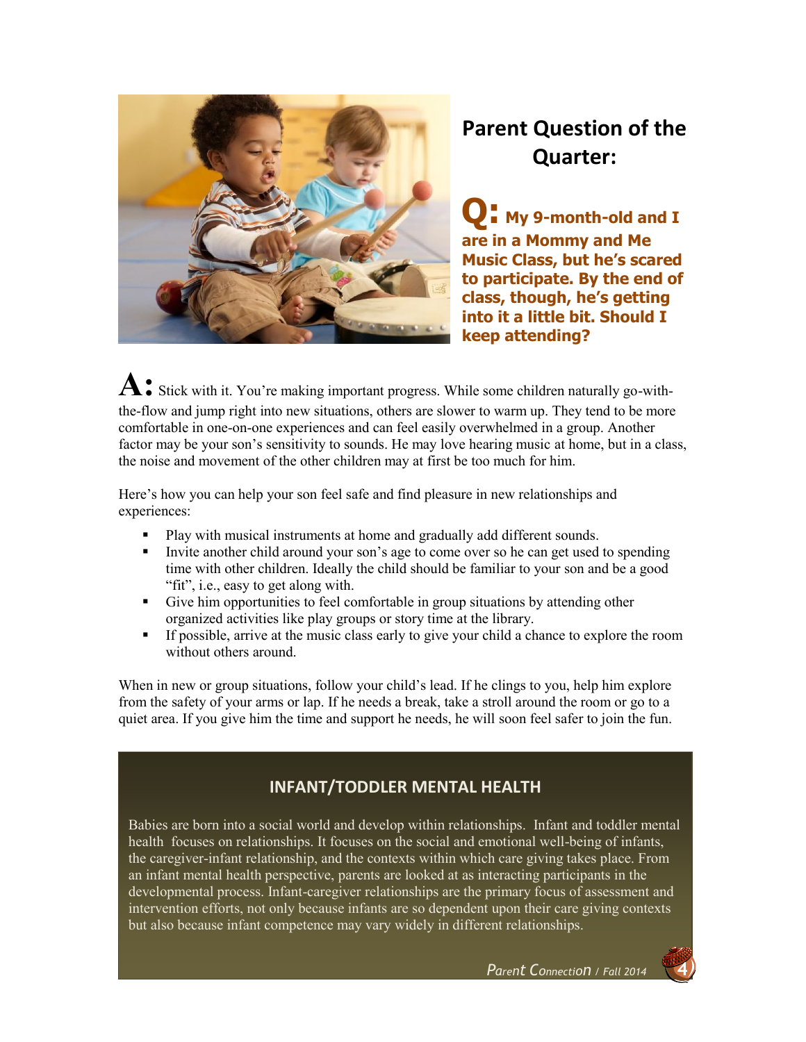## Parent Question of the Quarter:

**Q: My 9-month-old and I are in a Mommy and Me Music Class, but he's scared to participate. By the end of class, though, he's getting into it a little bit. Should I keep attending?**

**A:** Stick with it. You're making important progress. While some children naturally go-with-the-flow and jump right into new situations, others are slower to warm up. They tend to be more comfortable in one-on-one experiences and can feel easily overwhelmed in a group. Another factor may be your son's sensitivity to sounds. He may love hearing music at home, but in a class, the noise and movement of the other children may at first be too much for him.

Here's how you can help your son feel safe and find pleasure in new relationships and experiences:

- Play with musical instruments at home and gradually add different sounds.
- Invite another child around your son's age to come over so he can get used to spending time with other children. Ideally the child should be familiar to your son and be a good "fit", i.e., easy to get along with.
- Give him opportunities to feel comfortable in group situations by attending other organized activities like play groups or story time at the library.
- If possible, arrive at the music class early to give your child a chance to explore the room without others around.

When in new or group situations, follow your child's lead. If he clings to you, help him explore from the safety of your arms or lap. If he needs a break, take a stroll around the room or go to a quiet area. If you give him the time and support he needs, he will soon feel safer to join the fun.

### INFANT/TODDLER MENTAL HEALTH

Babies are born into a social world and develop within relationships. Infant and toddler mental health focuses on relationships. It focuses on the social and emotional well-being of infants, the caregiver-infant relationship, and the contexts within which care giving takes place. From an infant mental health perspective, parents are looked at as interacting participants in the developmental process. Infant-caregiver relationships are the primary focus of assessment and intervention efforts, not only because infants are so dependent upon their care giving contexts but also because infant competence may vary widely in different relationships.